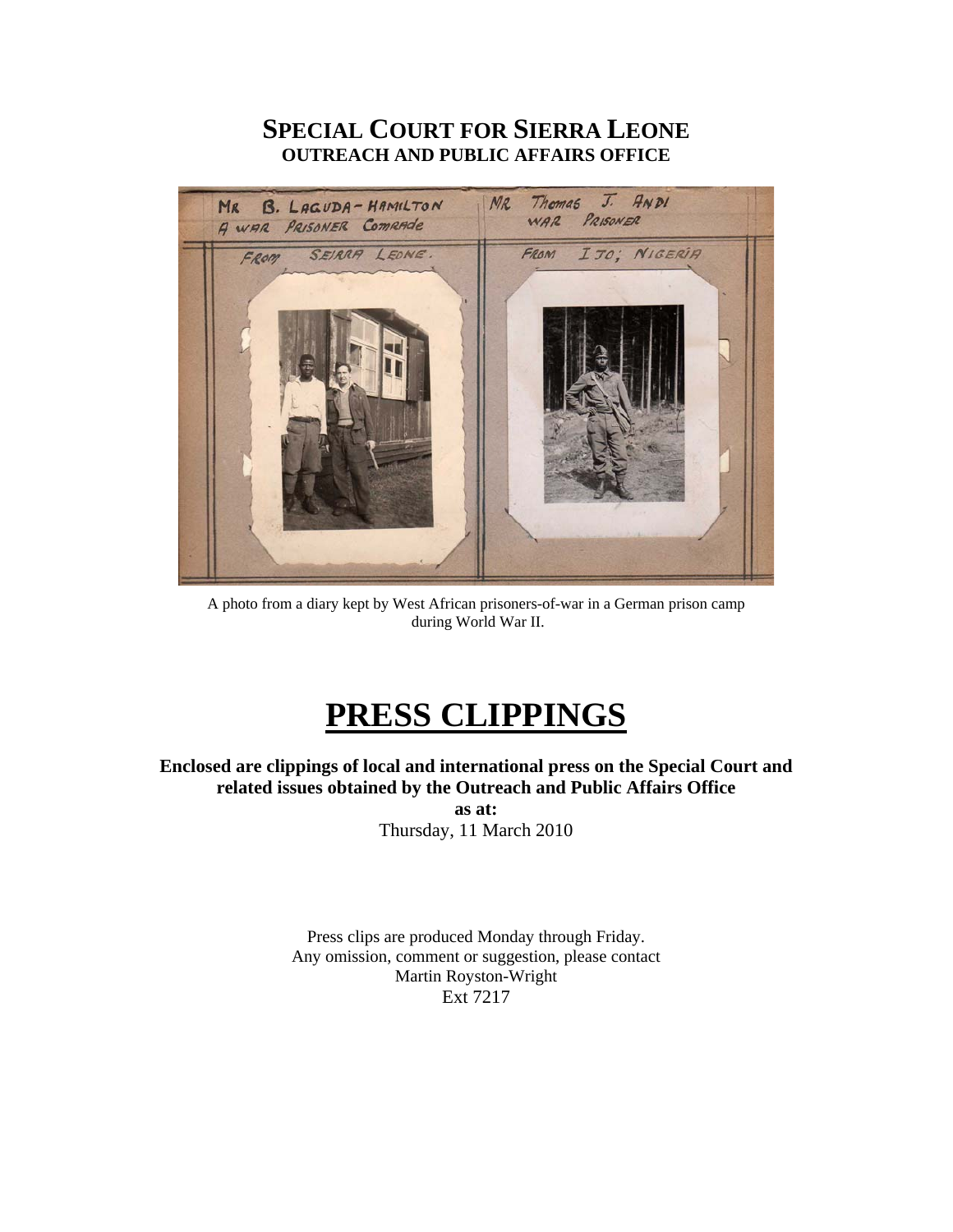# SPECIAL COURT FOR SIERRA LEONE
## OUTREACH AND PUBLIC AFFAIRS OFFICE

A photo from a diary kept by West African prisoners-of-war in a German prison camp during World War II.

# PRESS CLIPPINGS

**Enclosed are clippings of local and international press on the Special Court and related issues obtained by the Outreach and Public Affairs Office**

**as at:**

Thursday, 11 March 2010

Press clips are produced Monday through Friday.
Any omission, comment or suggestion, please contact
Martin Royston-Wright
Ext 7217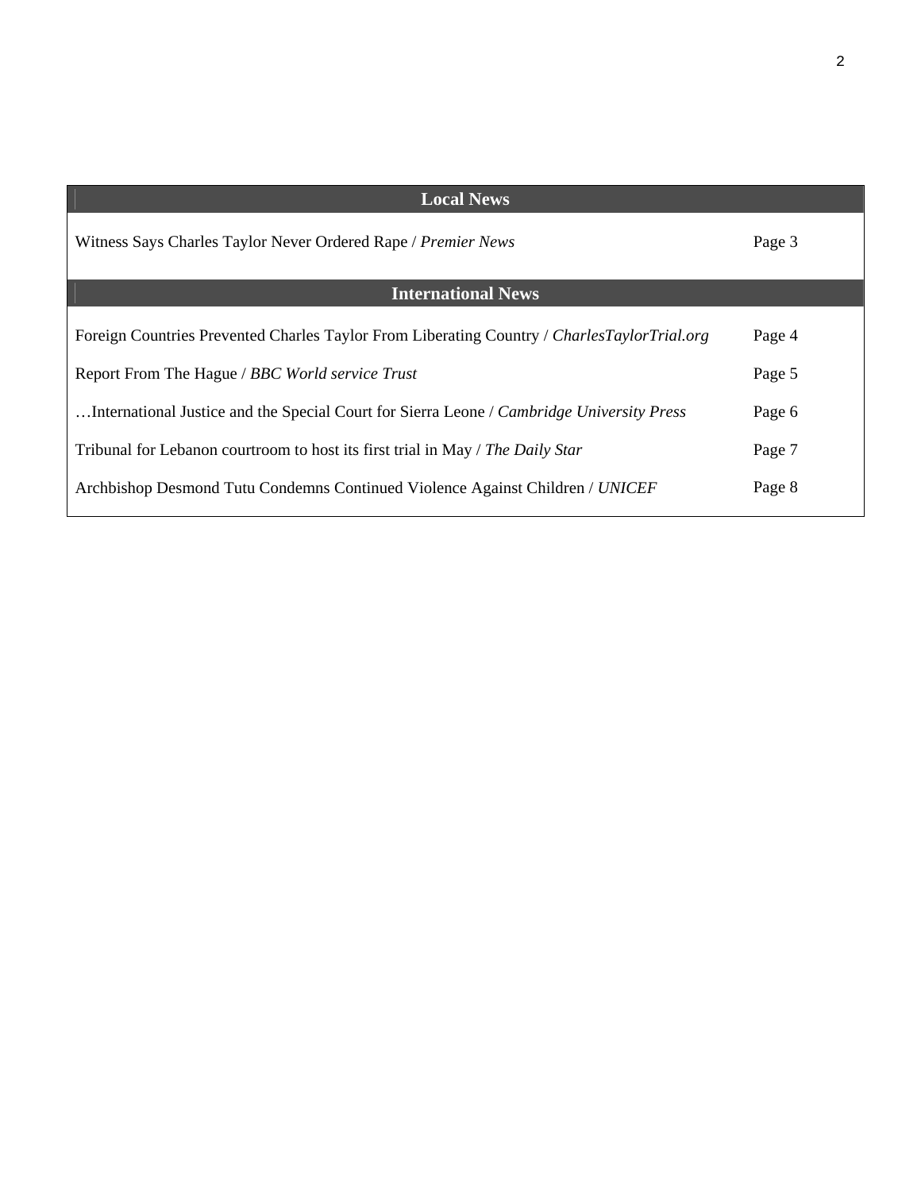| Local News | |
|---|---|
| Witness Says Charles Taylor Never Ordered Rape / *Premier News* | Page 3 |
| **International News** | |
| Foreign Countries Prevented Charles Taylor From Liberating Country / *CharlesTaylorTrial.org* | Page 4 |
| Report From The Hague / *BBC World service Trust* | Page 5 |
| …International Justice and the Special Court for Sierra Leone / *Cambridge University Press* | Page 6 |
| Tribunal for Lebanon courtroom to host its first trial in May / *The Daily Star* | Page 7 |
| Archbishop Desmond Tutu Condemns Continued Violence Against Children / *UNICEF* | Page 8 |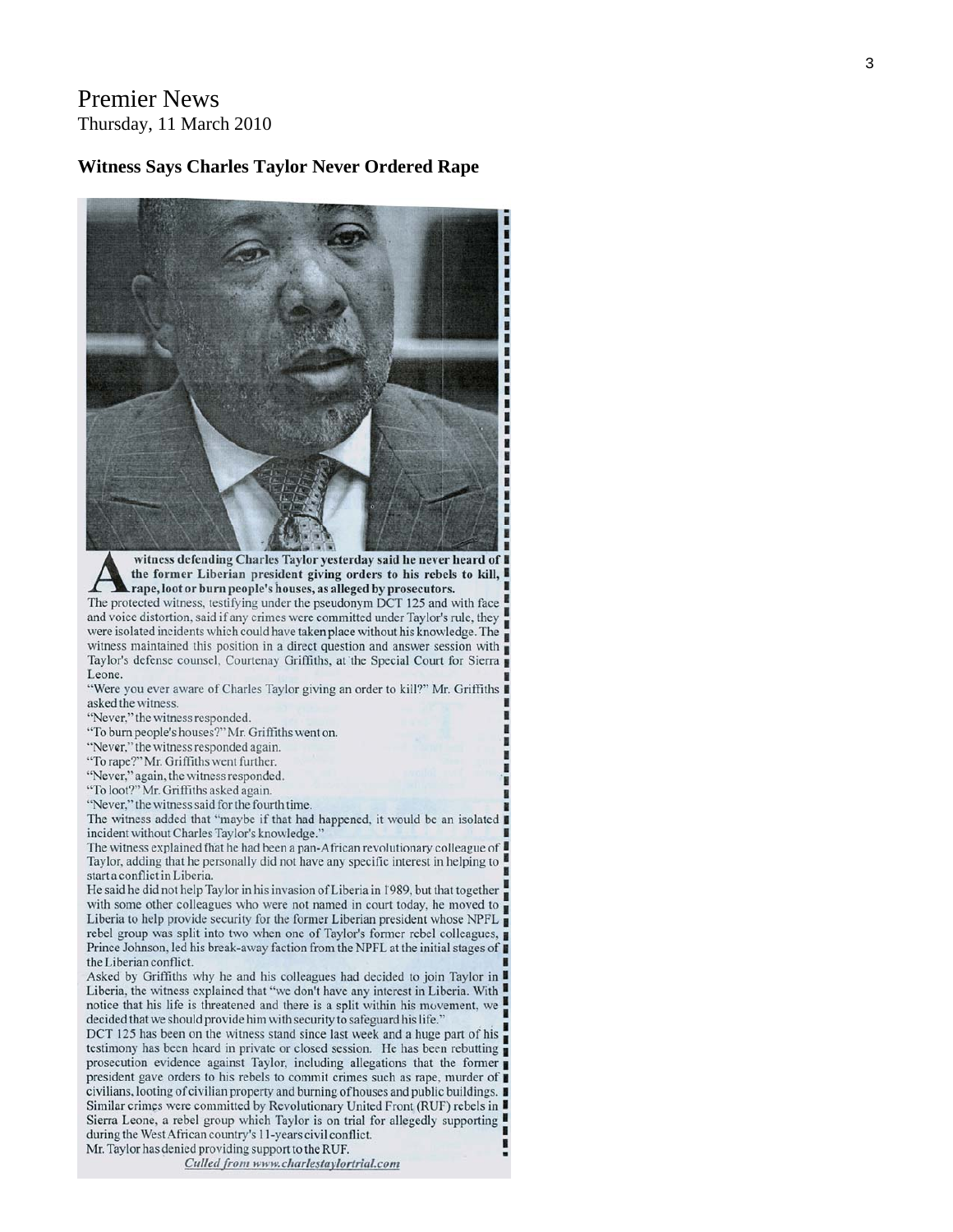Premier News
Thursday, 11 March 2010

## Witness Says Charles Taylor Never Ordered Rape

**A witness defending Charles Taylor yesterday said he never heard of the former Liberian president giving orders to his rebels to kill, rape, loot or burn people's houses, as alleged by prosecutors.**

The protected witness, testifying under the pseudonym DCT 125 and with face and voice distortion, said if any crimes were committed under Taylor's rule, they were isolated incidents which could have taken place without his knowledge. The witness maintained this position in a direct question and answer session with Taylor's defense counsel, Courtenay Griffiths, at the Special Court for Sierra Leone.

"Were you ever aware of Charles Taylor giving an order to kill?" Mr. Griffiths asked the witness.

"Never," the witness responded.

"To burn people's houses?" Mr. Griffiths went on.

"Never," the witness responded again.

"To rape?" Mr. Griffiths went further.

"Never," again, the witness responded.

"To loot?" Mr. Griffiths asked again.

"Never," the witness said for the fourth time.

The witness added that "maybe if that had happened, it would be an isolated incident without Charles Taylor's knowledge."

The witness explained that he had been a pan-African revolutionary colleague of Taylor, adding that he personally did not have any specific interest in helping to start a conflict in Liberia.

He said he did not help Taylor in his invasion of Liberia in 1989, but that together with some other colleagues who were not named in court today, he moved to Liberia to help provide security for the former Liberian president whose NPFL rebel group was split into two when one of Taylor's former rebel colleagues, Prince Johnson, led his break-away faction from the NPFL at the initial stages of the Liberian conflict.

Asked by Griffiths why he and his colleagues had decided to join Taylor in Liberia, the witness explained that "we don't have any interest in Liberia. With notice that his life is threatened and there is a split within his movement, we decided that we should provide him with security to safeguard his life."

DCT 125 has been on the witness stand since last week and a huge part of his testimony has been heard in private or closed session. He has been rebutting prosecution evidence against Taylor, including allegations that the former president gave orders to his rebels to commit crimes such as rape, murder of civilians, looting of civilian property and burning of houses and public buildings. Similar crimes were committed by Revolutionary United Front (RUF) rebels in Sierra Leone, a rebel group which Taylor is on trial for allegedly supporting during the West African country's 11-years civil conflict.

Mr. Taylor has denied providing support to the RUF.

*Culled from www.charlestaylortrial.com*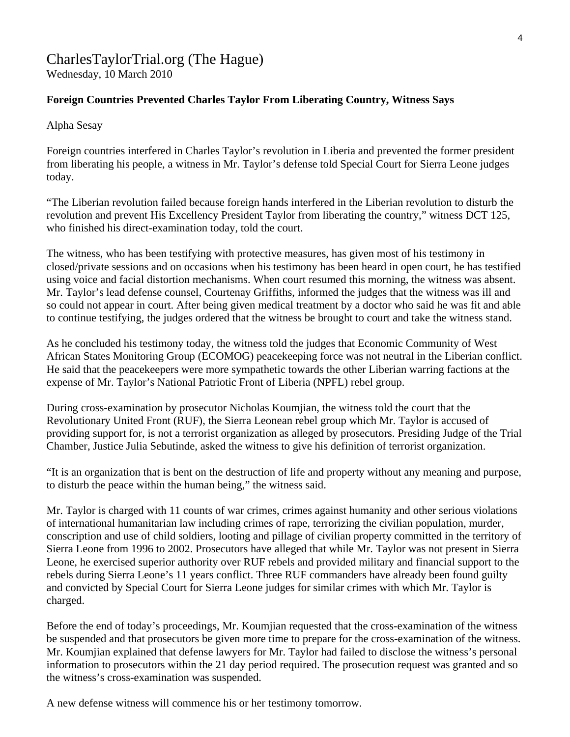# CharlesTaylorTrial.org (The Hague)

Wednesday, 10 March 2010

**Foreign Countries Prevented Charles Taylor From Liberating Country, Witness Says**

Alpha Sesay

Foreign countries interfered in Charles Taylor's revolution in Liberia and prevented the former president from liberating his people, a witness in Mr. Taylor's defense told Special Court for Sierra Leone judges today.

"The Liberian revolution failed because foreign hands interfered in the Liberian revolution to disturb the revolution and prevent His Excellency President Taylor from liberating the country," witness DCT 125, who finished his direct-examination today, told the court.

The witness, who has been testifying with protective measures, has given most of his testimony in closed/private sessions and on occasions when his testimony has been heard in open court, he has testified using voice and facial distortion mechanisms. When court resumed this morning, the witness was absent. Mr. Taylor's lead defense counsel, Courtenay Griffiths, informed the judges that the witness was ill and so could not appear in court. After being given medical treatment by a doctor who said he was fit and able to continue testifying, the judges ordered that the witness be brought to court and take the witness stand.

As he concluded his testimony today, the witness told the judges that Economic Community of West African States Monitoring Group (ECOMOG) peacekeeping force was not neutral in the Liberian conflict. He said that the peacekeepers were more sympathetic towards the other Liberian warring factions at the expense of Mr. Taylor's National Patriotic Front of Liberia (NPFL) rebel group.

During cross-examination by prosecutor Nicholas Koumjian, the witness told the court that the Revolutionary United Front (RUF), the Sierra Leonean rebel group which Mr. Taylor is accused of providing support for, is not a terrorist organization as alleged by prosecutors. Presiding Judge of the Trial Chamber, Justice Julia Sebutinde, asked the witness to give his definition of terrorist organization.

"It is an organization that is bent on the destruction of life and property without any meaning and purpose, to disturb the peace within the human being," the witness said.

Mr. Taylor is charged with 11 counts of war crimes, crimes against humanity and other serious violations of international humanitarian law including crimes of rape, terrorizing the civilian population, murder, conscription and use of child soldiers, looting and pillage of civilian property committed in the territory of Sierra Leone from 1996 to 2002. Prosecutors have alleged that while Mr. Taylor was not present in Sierra Leone, he exercised superior authority over RUF rebels and provided military and financial support to the rebels during Sierra Leone's 11 years conflict. Three RUF commanders have already been found guilty and convicted by Special Court for Sierra Leone judges for similar crimes with which Mr. Taylor is charged.

Before the end of today's proceedings, Mr. Koumjian requested that the cross-examination of the witness be suspended and that prosecutors be given more time to prepare for the cross-examination of the witness. Mr. Koumjian explained that defense lawyers for Mr. Taylor had failed to disclose the witness's personal information to prosecutors within the 21 day period required. The prosecution request was granted and so the witness's cross-examination was suspended.

A new defense witness will commence his or her testimony tomorrow.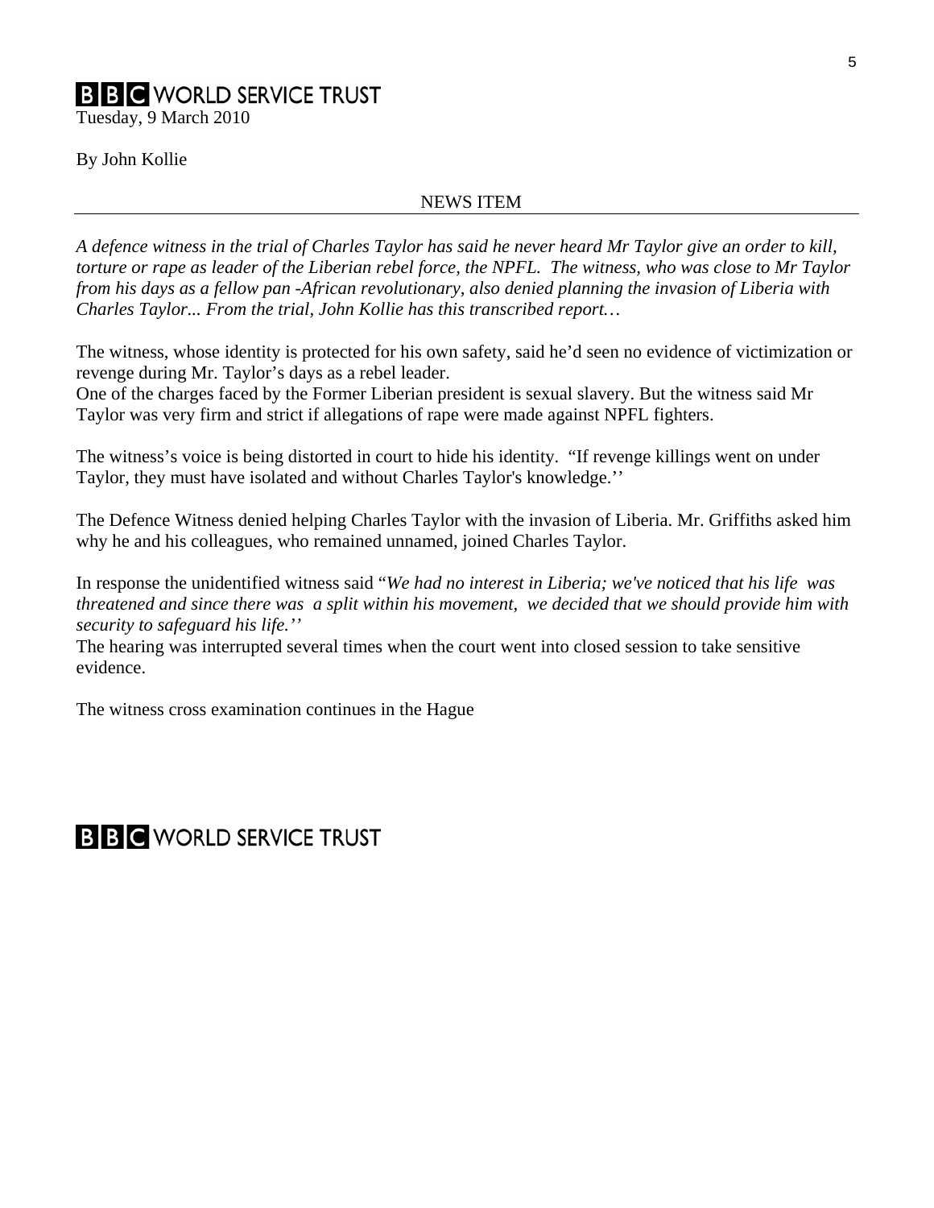**BBC WORLD SERVICE TRUST**

Tuesday, 9 March 2010

By John Kollie

NEWS ITEM

---

*A defence witness in the trial of Charles Taylor has said he never heard Mr Taylor give an order to kill, torture or rape as leader of the Liberian rebel force, the NPFL. The witness, who was close to Mr Taylor from his days as a fellow pan -African revolutionary, also denied planning the invasion of Liberia with Charles Taylor... From the trial, John Kollie has this transcribed report…*

The witness, whose identity is protected for his own safety, said he'd seen no evidence of victimization or revenge during Mr. Taylor's days as a rebel leader.

One of the charges faced by the Former Liberian president is sexual slavery. But the witness said Mr Taylor was very firm and strict if allegations of rape were made against NPFL fighters.

The witness's voice is being distorted in court to hide his identity. "If revenge killings went on under Taylor, they must have isolated and without Charles Taylor's knowledge.''

The Defence Witness denied helping Charles Taylor with the invasion of Liberia. Mr. Griffiths asked him why he and his colleagues, who remained unnamed, joined Charles Taylor.

In response the unidentified witness said "*We had no interest in Liberia; we've noticed that his life was threatened and since there was a split within his movement, we decided that we should provide him with security to safeguard his life.''*

The hearing was interrupted several times when the court went into closed session to take sensitive evidence.

The witness cross examination continues in the Hague

**BBC WORLD SERVICE TRUST**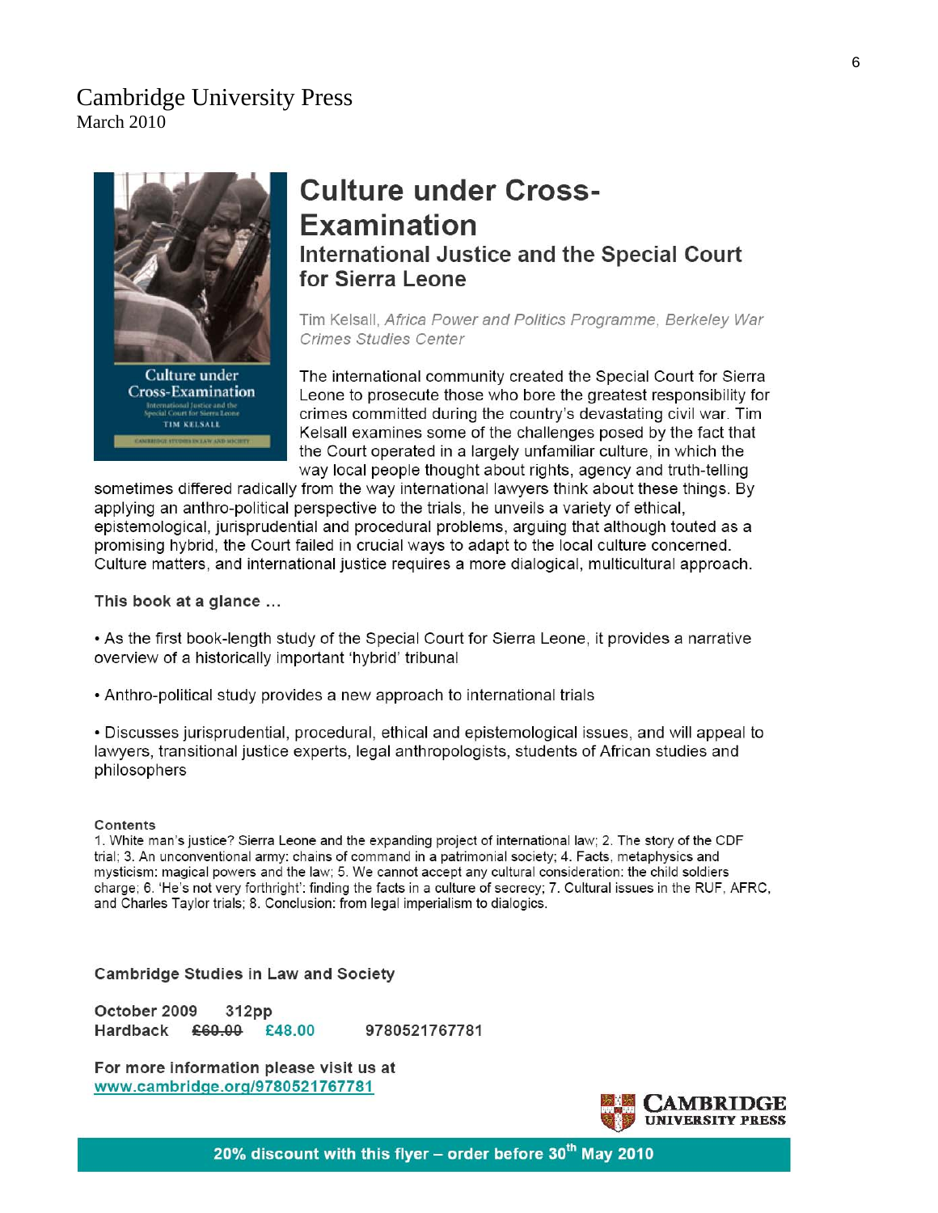Cambridge University Press
March 2010

# Culture under Cross-Examination

## International Justice and the Special Court for Sierra Leone

Tim Kelsall, *Africa Power and Politics Programme, Berkeley War Crimes Studies Center*

The international community created the Special Court for Sierra Leone to prosecute those who bore the greatest responsibility for crimes committed during the country's devastating civil war. Tim Kelsall examines some of the challenges posed by the fact that the Court operated in a largely unfamiliar culture, in which the way local people thought about rights, agency and truth-telling sometimes differed radically from the way international lawyers think about these things. By applying an anthro-political perspective to the trials, he unveils a variety of ethical, epistemological, jurisprudential and procedural problems, arguing that although touted as a promising hybrid, the Court failed in crucial ways to adapt to the local culture concerned. Culture matters, and international justice requires a more dialogical, multicultural approach.

**This book at a glance …**

- As the first book-length study of the Special Court for Sierra Leone, it provides a narrative overview of a historically important 'hybrid' tribunal
- Anthro-political study provides a new approach to international trials
- Discusses jurisprudential, procedural, ethical and epistemological issues, and will appeal to lawyers, transitional justice experts, legal anthropologists, students of African studies and philosophers

**Contents**

1. White man's justice? Sierra Leone and the expanding project of international law; 2. The story of the CDF trial; 3. An unconventional army: chains of command in a patrimonial society; 4. Facts, metaphysics and mysticism: magical powers and the law; 5. We cannot accept any cultural consideration: the child soldiers charge; 6. 'He's not very forthright': finding the facts in a culture of secrecy; 7. Cultural issues in the RUF, AFRC, and Charles Taylor trials; 8. Conclusion: from legal imperialism to dialogics.

**Cambridge Studies in Law and Society**

**October 2009 312pp**
**Hardback ~~£60.00~~ £48.00** 9780521767781

**For more information please visit us at**
**www.cambridge.org/9780521767781**

**20% discount with this flyer – order before 30th May 2010**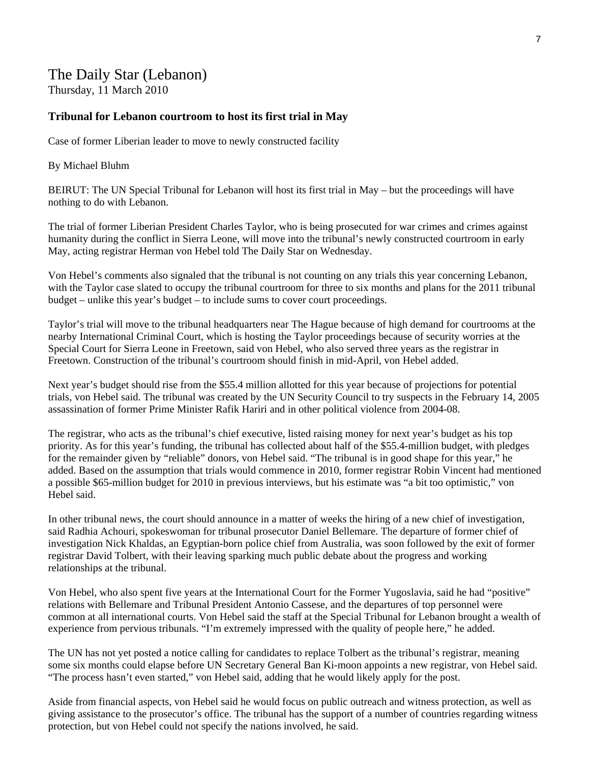# The Daily Star (Lebanon)

Thursday, 11 March 2010

### Tribunal for Lebanon courtroom to host its first trial in May

Case of former Liberian leader to move to newly constructed facility

By Michael Bluhm

BEIRUT: The UN Special Tribunal for Lebanon will host its first trial in May – but the proceedings will have nothing to do with Lebanon.

The trial of former Liberian President Charles Taylor, who is being prosecuted for war crimes and crimes against humanity during the conflict in Sierra Leone, will move into the tribunal's newly constructed courtroom in early May, acting registrar Herman von Hebel told The Daily Star on Wednesday.

Von Hebel's comments also signaled that the tribunal is not counting on any trials this year concerning Lebanon, with the Taylor case slated to occupy the tribunal courtroom for three to six months and plans for the 2011 tribunal budget – unlike this year's budget – to include sums to cover court proceedings.

Taylor's trial will move to the tribunal headquarters near The Hague because of high demand for courtrooms at the nearby International Criminal Court, which is hosting the Taylor proceedings because of security worries at the Special Court for Sierra Leone in Freetown, said von Hebel, who also served three years as the registrar in Freetown. Construction of the tribunal's courtroom should finish in mid-April, von Hebel added.

Next year's budget should rise from the $55.4 million allotted for this year because of projections for potential trials, von Hebel said. The tribunal was created by the UN Security Council to try suspects in the February 14, 2005 assassination of former Prime Minister Rafik Hariri and in other political violence from 2004-08.

The registrar, who acts as the tribunal's chief executive, listed raising money for next year's budget as his top priority. As for this year's funding, the tribunal has collected about half of the $55.4-million budget, with pledges for the remainder given by "reliable" donors, von Hebel said. "The tribunal is in good shape for this year," he added. Based on the assumption that trials would commence in 2010, former registrar Robin Vincent had mentioned a possible $65-million budget for 2010 in previous interviews, but his estimate was "a bit too optimistic," von Hebel said.

In other tribunal news, the court should announce in a matter of weeks the hiring of a new chief of investigation, said Radhia Achouri, spokeswoman for tribunal prosecutor Daniel Bellemare. The departure of former chief of investigation Nick Khaldas, an Egyptian-born police chief from Australia, was soon followed by the exit of former registrar David Tolbert, with their leaving sparking much public debate about the progress and working relationships at the tribunal.

Von Hebel, who also spent five years at the International Court for the Former Yugoslavia, said he had "positive" relations with Bellemare and Tribunal President Antonio Cassese, and the departures of top personnel were common at all international courts. Von Hebel said the staff at the Special Tribunal for Lebanon brought a wealth of experience from pervious tribunals. "I'm extremely impressed with the quality of people here," he added.

The UN has not yet posted a notice calling for candidates to replace Tolbert as the tribunal's registrar, meaning some six months could elapse before UN Secretary General Ban Ki-moon appoints a new registrar, von Hebel said. "The process hasn't even started," von Hebel said, adding that he would likely apply for the post.

Aside from financial aspects, von Hebel said he would focus on public outreach and witness protection, as well as giving assistance to the prosecutor's office. The tribunal has the support of a number of countries regarding witness protection, but von Hebel could not specify the nations involved, he said.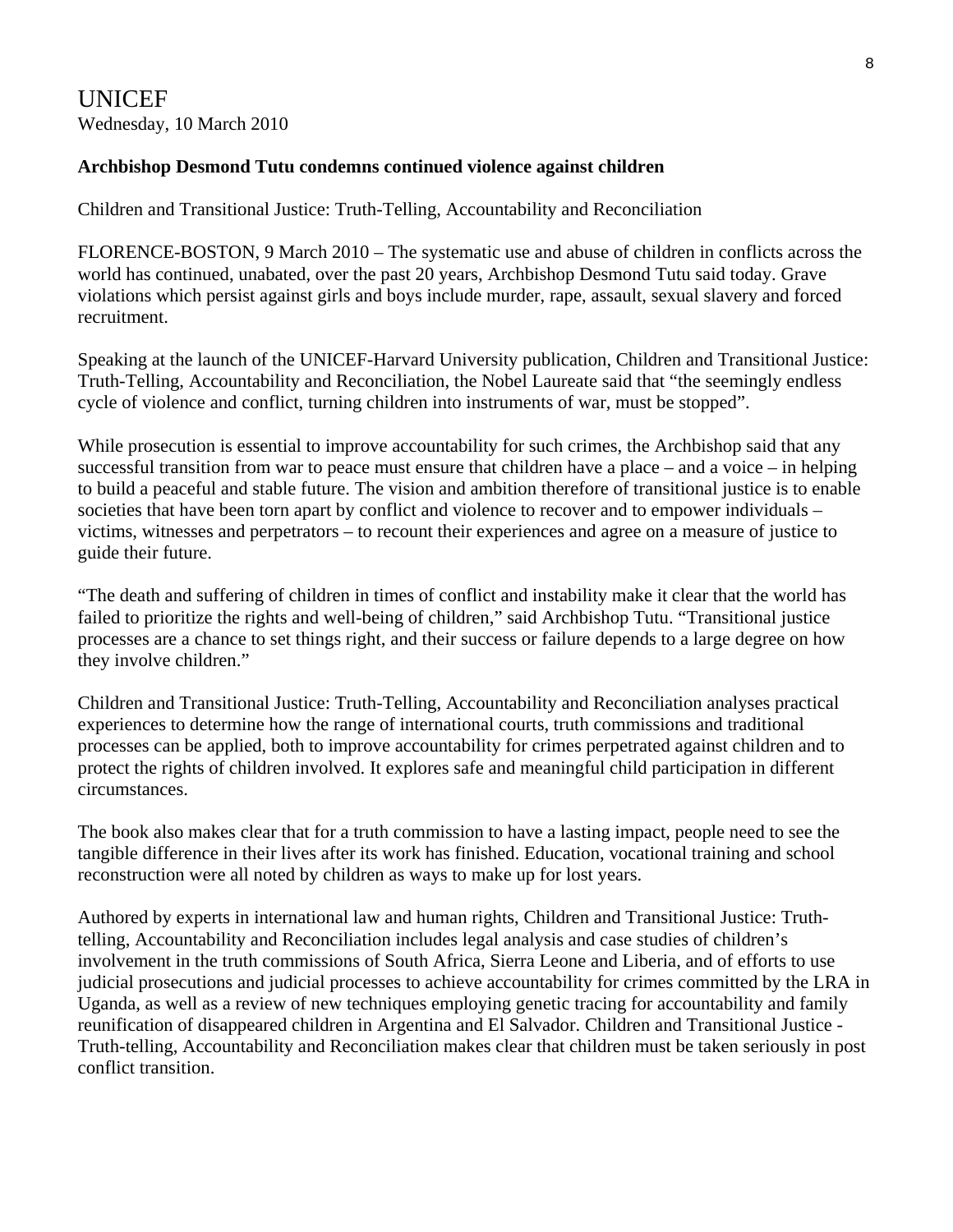UNICEF
Wednesday, 10 March 2010

**Archbishop Desmond Tutu condemns continued violence against children**

Children and Transitional Justice: Truth-Telling, Accountability and Reconciliation

FLORENCE-BOSTON, 9 March 2010 – The systematic use and abuse of children in conflicts across the world has continued, unabated, over the past 20 years, Archbishop Desmond Tutu said today. Grave violations which persist against girls and boys include murder, rape, assault, sexual slavery and forced recruitment.

Speaking at the launch of the UNICEF-Harvard University publication, Children and Transitional Justice: Truth-Telling, Accountability and Reconciliation, the Nobel Laureate said that "the seemingly endless cycle of violence and conflict, turning children into instruments of war, must be stopped".

While prosecution is essential to improve accountability for such crimes, the Archbishop said that any successful transition from war to peace must ensure that children have a place – and a voice – in helping to build a peaceful and stable future. The vision and ambition therefore of transitional justice is to enable societies that have been torn apart by conflict and violence to recover and to empower individuals – victims, witnesses and perpetrators – to recount their experiences and agree on a measure of justice to guide their future.

"The death and suffering of children in times of conflict and instability make it clear that the world has failed to prioritize the rights and well-being of children," said Archbishop Tutu. "Transitional justice processes are a chance to set things right, and their success or failure depends to a large degree on how they involve children."

Children and Transitional Justice: Truth-Telling, Accountability and Reconciliation analyses practical experiences to determine how the range of international courts, truth commissions and traditional processes can be applied, both to improve accountability for crimes perpetrated against children and to protect the rights of children involved. It explores safe and meaningful child participation in different circumstances.

The book also makes clear that for a truth commission to have a lasting impact, people need to see the tangible difference in their lives after its work has finished. Education, vocational training and school reconstruction were all noted by children as ways to make up for lost years.

Authored by experts in international law and human rights, Children and Transitional Justice: Truth-telling, Accountability and Reconciliation includes legal analysis and case studies of children's involvement in the truth commissions of South Africa, Sierra Leone and Liberia, and of efforts to use judicial prosecutions and judicial processes to achieve accountability for crimes committed by the LRA in Uganda, as well as a review of new techniques employing genetic tracing for accountability and family reunification of disappeared children in Argentina and El Salvador. Children and Transitional Justice - Truth-telling, Accountability and Reconciliation makes clear that children must be taken seriously in post conflict transition.